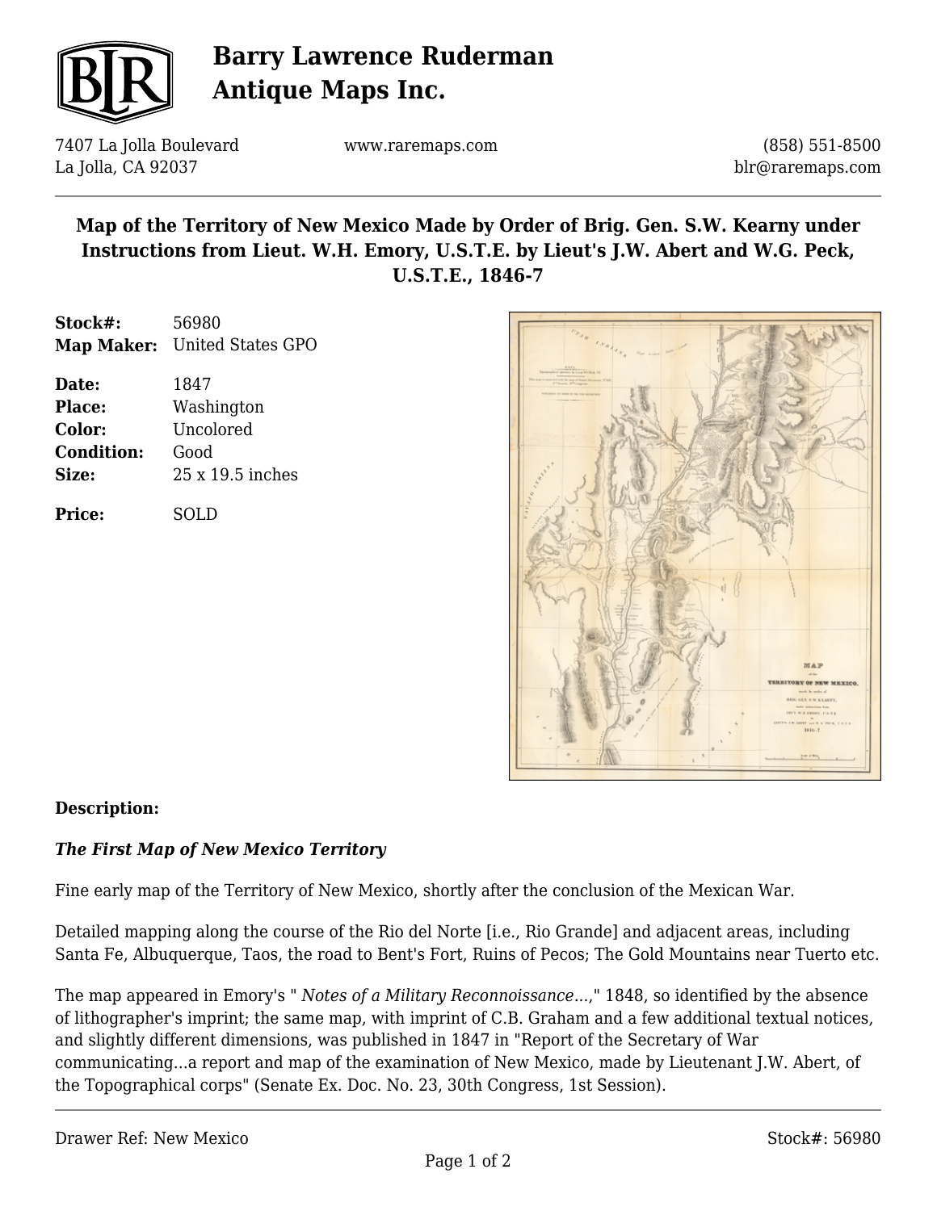# Barry Lawrence Ruderman Antique Maps Inc.

7407 La Jolla Boulevard
La Jolla, CA 92037

www.raremaps.com

(858) 551-8500
blr@raremaps.com

## Map of the Territory of New Mexico Made by Order of Brig. Gen. S.W. Kearny under Instructions from Lieut. W.H. Emory, U.S.T.E. by Lieut's J.W. Abert and W.G. Peck, U.S.T.E., 1846-7

**Stock#:** 56980
**Map Maker:** United States GPO

**Date:** 1847
**Place:** Washington
**Color:** Uncolored
**Condition:** Good
**Size:** 25 x 19.5 inches

**Price:** SOLD

**Description:**

***The First Map of New Mexico Territory***

Fine early map of the Territory of New Mexico, shortly after the conclusion of the Mexican War.

Detailed mapping along the course of the Rio del Norte [i.e., Rio Grande] and adjacent areas, including Santa Fe, Albuquerque, Taos, the road to Bent's Fort, Ruins of Pecos; The Gold Mountains near Tuerto etc.

The map appeared in Emory's " *Notes of a Military Reconnoissance...*," 1848, so identified by the absence of lithographer's imprint; the same map, with imprint of C.B. Graham and a few additional textual notices, and slightly different dimensions, was published in 1847 in "Report of the Secretary of War communicating...a report and map of the examination of New Mexico, made by Lieutenant J.W. Abert, of the Topographical corps" (Senate Ex. Doc. No. 23, 30th Congress, 1st Session).

Drawer Ref: New Mexico

Stock#: 56980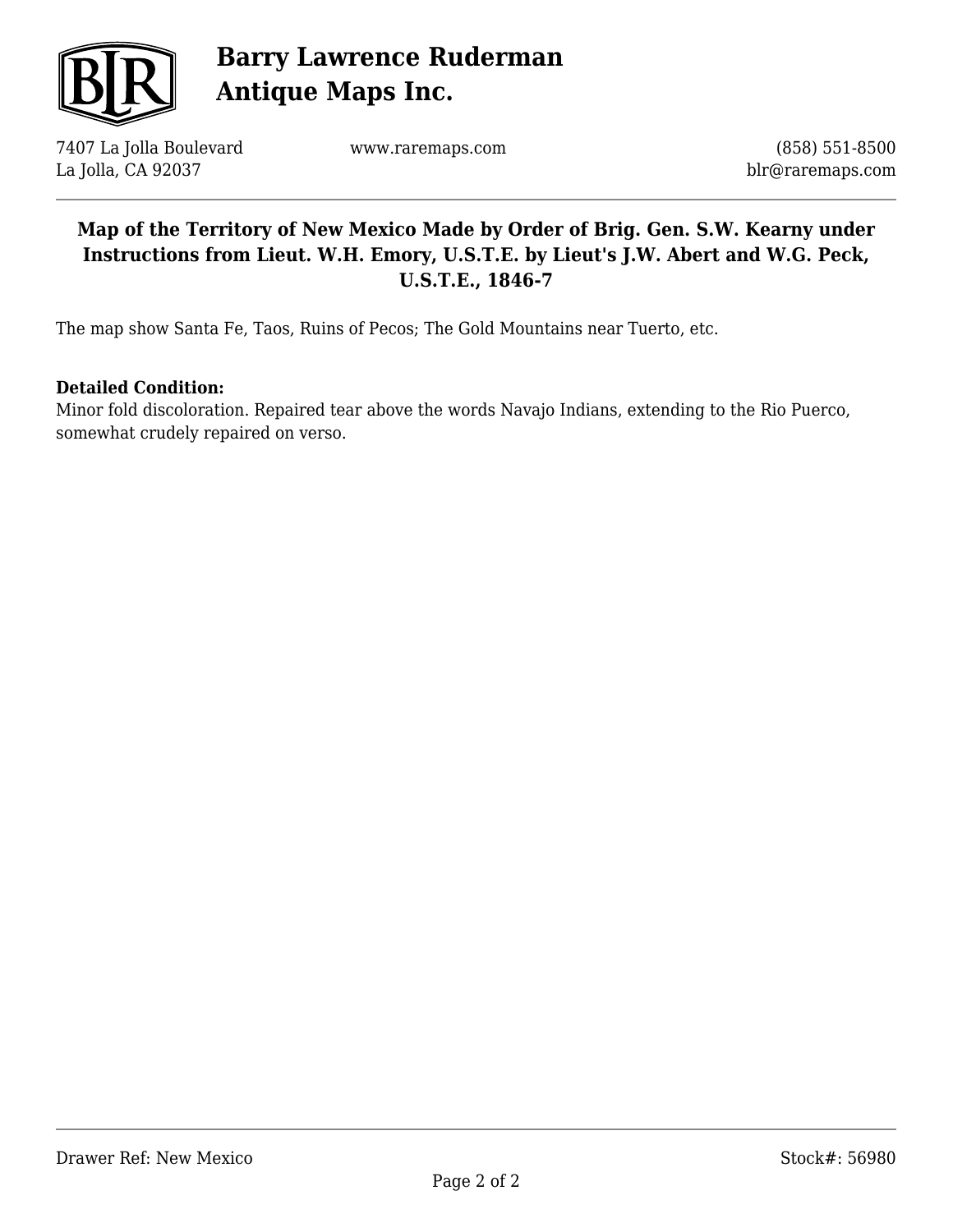# Map of the Territory of New Mexico Made by Order of Brig. Gen. S.W. Kearny under Instructions from Lieut. W.H. Emory, U.S.T.E. by Lieut's J.W. Abert and W.G. Peck, U.S.T.E., 1846-7

The map show Santa Fe, Taos, Ruins of Pecos; The Gold Mountains near Tuerto, etc.

**Detailed Condition:**
Minor fold discoloration. Repaired tear above the words Navajo Indians, extending to the Rio Puerco, somewhat crudely repaired on verso.